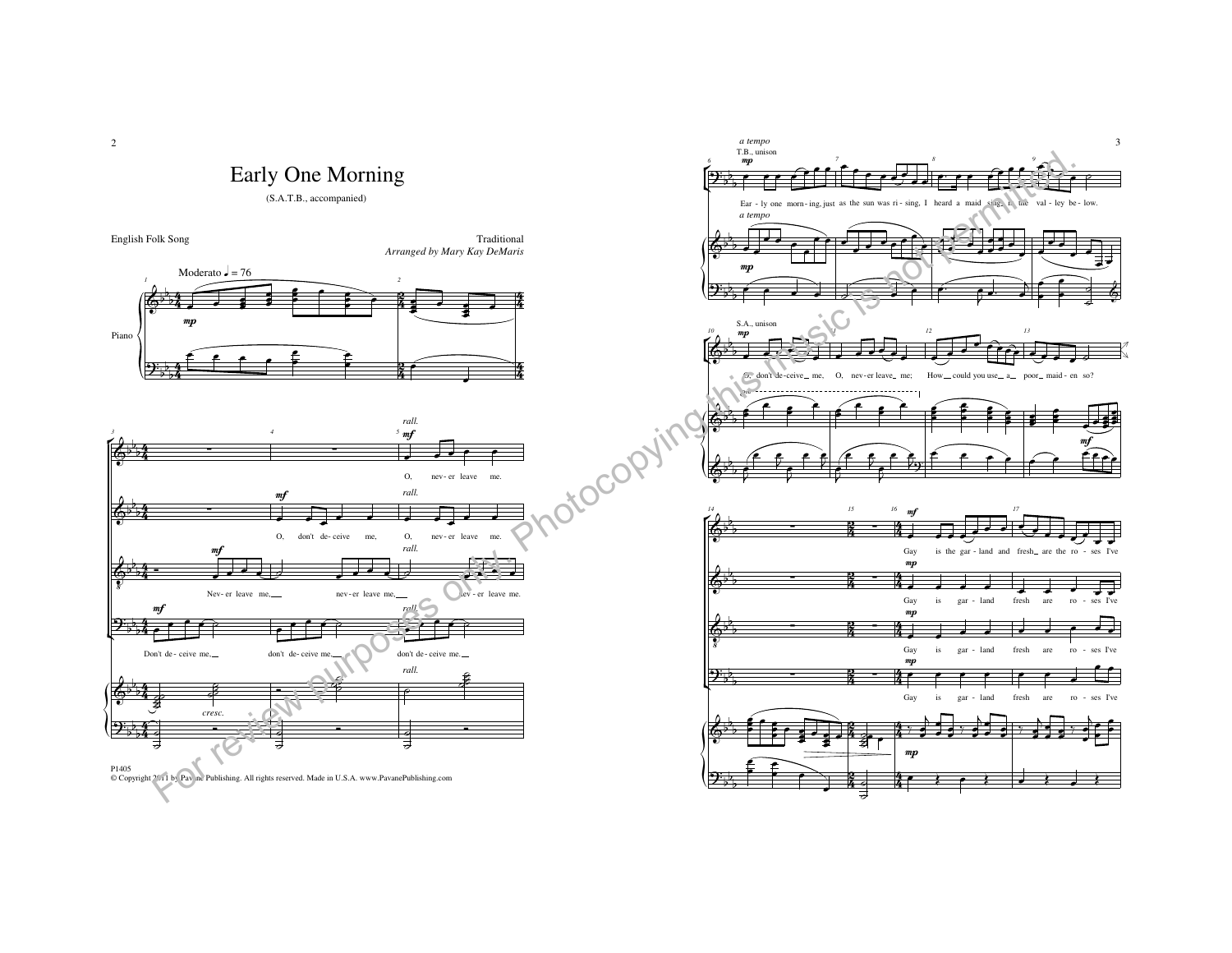# Early One Morning

(S.A.T.B., accompanied)

English Folk Song

Traditional
*Arranged by Mary Kay DeMaris*

P1405
© Copyright 2011 by Pavane Publishing. All rights reserved. Made in U.S.A. www.PavanePublishing.com

For review purposes only. Photocopying this music is not permitted.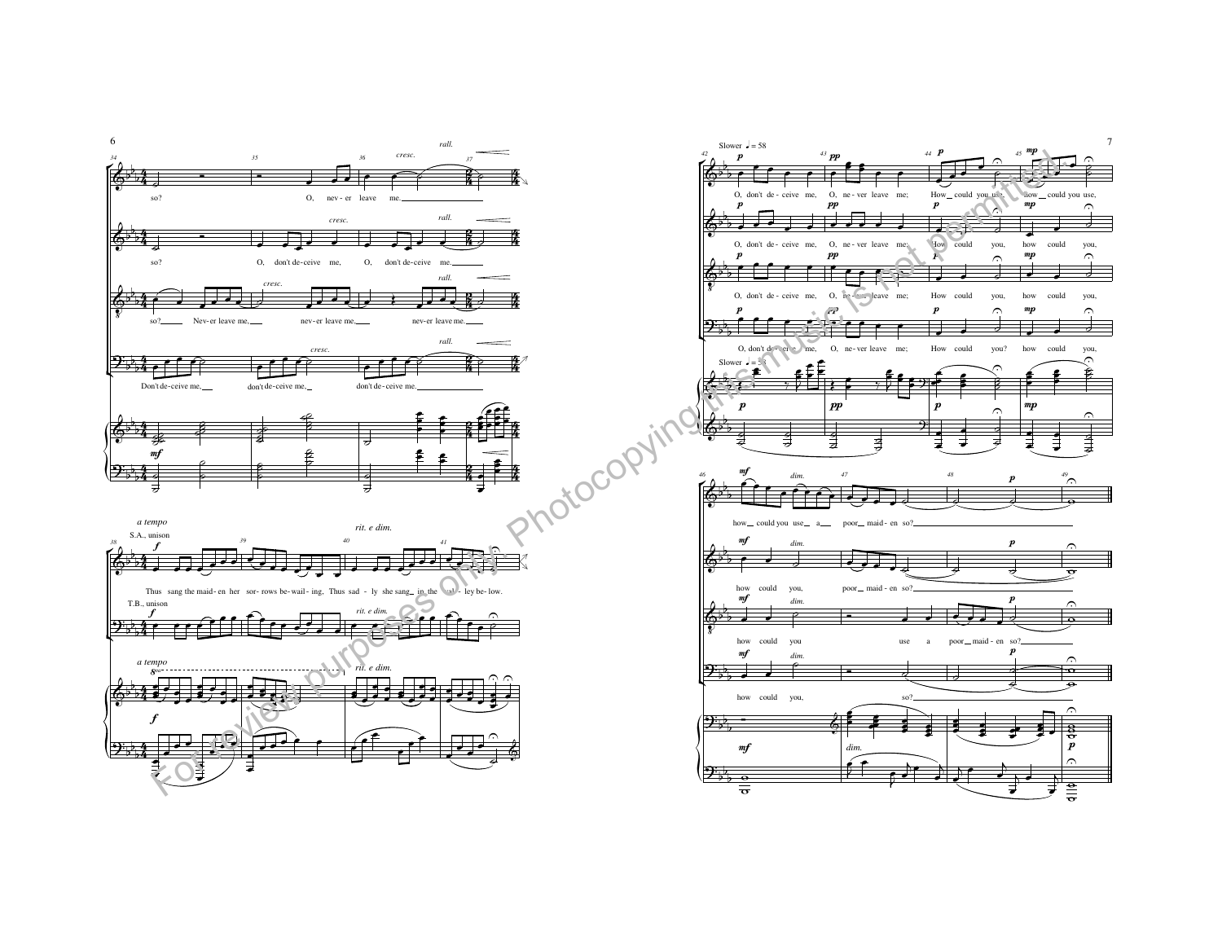For review purposes only. Photocopying this music is not permitted.